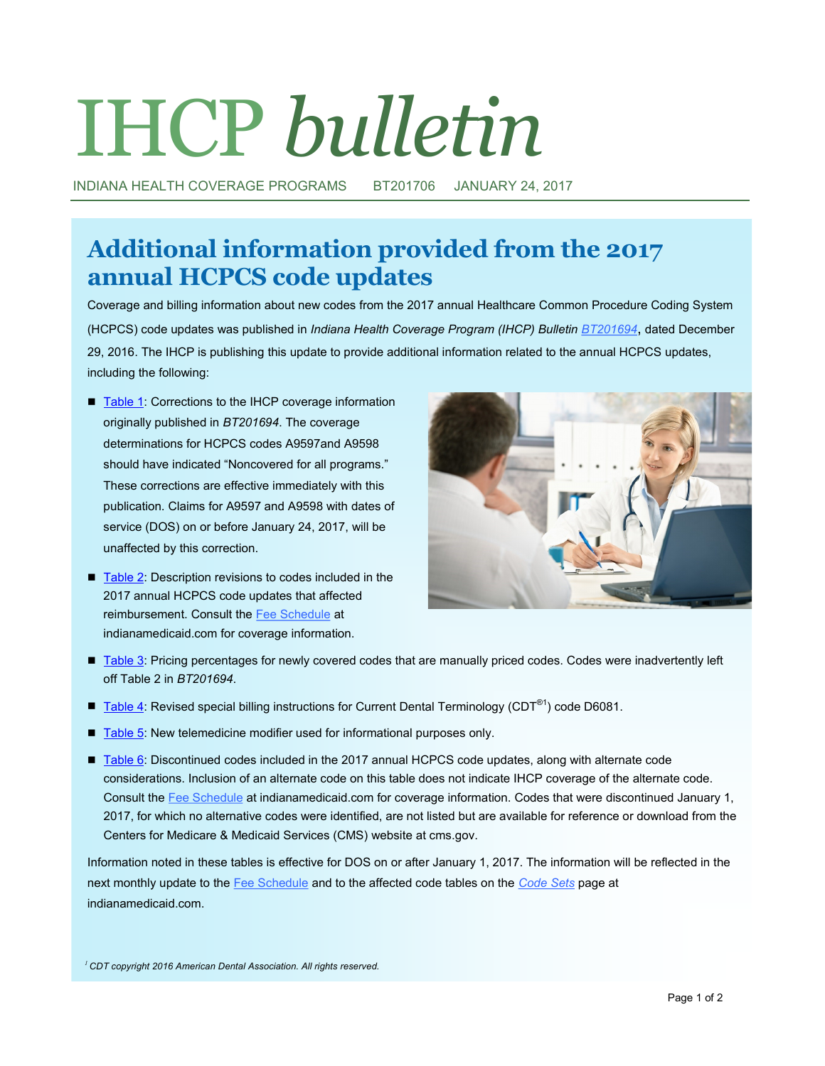# IHCP *bulletin*

INDIANA HEALTH COVERAGE PROGRAMS BT201706 JANUARY 24, 2017

## Additional information provided from the 2017 annual HCPCS code updates

Coverage and billing information about new codes from the 2017 annual Healthcare Common Procedure Coding System (HCPCS) code updates was published in *Indiana Health Coverage Program (IHCP) Bulletin* *BT201694*, dated December 29, 2016. The IHCP is publishing this update to provide additional information related to the annual HCPCS updates, including the following:

- Table 1: Corrections to the IHCP coverage information originally published in *BT201694*. The coverage determinations for HCPCS codes A9597and A9598 should have indicated "Noncovered for all programs." These corrections are effective immediately with this publication. Claims for A9597 and A9598 with dates of service (DOS) on or before January 24, 2017, will be unaffected by this correction.
- Table 2: Description revisions to codes included in the 2017 annual HCPCS code updates that affected reimbursement. Consult the Fee Schedule at indianamedicaid.com for coverage information.
- Table 3: Pricing percentages for newly covered codes that are manually priced codes. Codes were inadvertently left off Table 2 in *BT201694*.
- Table 4: Revised special billing instructions for Current Dental Terminology (CDT®[1]) code D6081.
- Table 5: New telemedicine modifier used for informational purposes only.
- Table 6: Discontinued codes included in the 2017 annual HCPCS code updates, along with alternate code considerations. Inclusion of an alternate code on this table does not indicate IHCP coverage of the alternate code. Consult the Fee Schedule at indianamedicaid.com for coverage information. Codes that were discontinued January 1, 2017, for which no alternative codes were identified, are not listed but are available for reference or download from the Centers for Medicare & Medicaid Services (CMS) website at cms.gov.

Information noted in these tables is effective for DOS on or after January 1, 2017. The information will be reflected in the next monthly update to the Fee Schedule and to the affected code tables on the *Code Sets* page at indianamedicaid.com.

[1] *CDT copyright 2016 American Dental Association. All rights reserved.*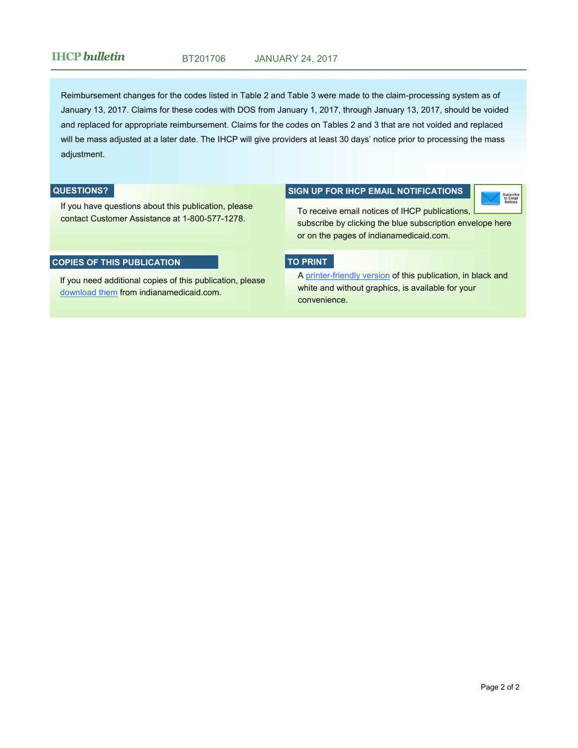Reimbursement changes for the codes listed in Table 2 and Table 3 were made to the claim-processing system as of January 13, 2017. Claims for these codes with DOS from January 1, 2017, through January 13, 2017, should be voided and replaced for appropriate reimbursement. Claims for the codes on Tables 2 and 3 that are not voided and replaced will be mass adjusted at a later date. The IHCP will give providers at least 30 days' notice prior to processing the mass adjustment.

## QUESTIONS?

If you have questions about this publication, please contact Customer Assistance at 1-800-577-1278.

## SIGN UP FOR IHCP EMAIL NOTIFICATIONS

To receive email notices of IHCP publications, subscribe by clicking the blue subscription envelope here or on the pages of indianamedicaid.com.

## COPIES OF THIS PUBLICATION

If you need additional copies of this publication, please download them from indianamedicaid.com.

## TO PRINT

A printer-friendly version of this publication, in black and white and without graphics, is available for your convenience.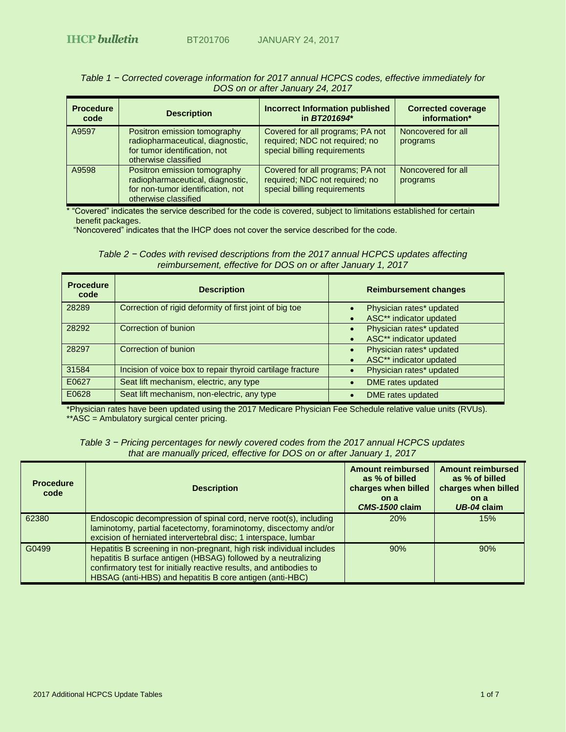*Table 1 − Corrected coverage information for 2017 annual HCPCS codes, effective immediately for DOS on or after January 24, 2017*

| Procedure code | Description | Incorrect Information published in *BT201694** | Corrected coverage information* |
|---|---|---|---|
| A9597 | Positron emission tomography radiopharmaceutical, diagnostic, for tumor identification, not otherwise classified | Covered for all programs; PA not required; NDC not required; no special billing requirements | Noncovered for all programs |
| A9598 | Positron emission tomography radiopharmaceutical, diagnostic, for non-tumor identification, not otherwise classified | Covered for all programs; PA not required; NDC not required; no special billing requirements | Noncovered for all programs |

* "Covered" indicates the service described for the code is covered, subject to limitations established for certain benefit packages.
"Noncovered" indicates that the IHCP does not cover the service described for the code.

*Table 2 − Codes with revised descriptions from the 2017 annual HCPCS updates affecting reimbursement, effective for DOS on or after January 1, 2017*

| Procedure code | Description | Reimbursement changes |
|---|---|---|
| 28289 | Correction of rigid deformity of first joint of big toe | • Physician rates* updated<br>• ASC** indicator updated |
| 28292 | Correction of bunion | • Physician rates* updated<br>• ASC** indicator updated |
| 28297 | Correction of bunion | • Physician rates* updated<br>• ASC** indicator updated |
| 31584 | Incision of voice box to repair thyroid cartilage fracture | • Physician rates* updated |
| E0627 | Seat lift mechanism, electric, any type | • DME rates updated |
| E0628 | Seat lift mechanism, non-electric, any type | • DME rates updated |

*Physician rates have been updated using the 2017 Medicare Physician Fee Schedule relative value units (RVUs).
**ASC = Ambulatory surgical center pricing.

*Table 3 − Pricing percentages for newly covered codes from the 2017 annual HCPCS updates that are manually priced, effective for DOS on or after January 1, 2017*

| Procedure code | Description | Amount reimbursed as % of billed charges when billed on a *CMS-1500* claim | Amount reimbursed as % of billed charges when billed on a *UB-04* claim |
|---|---|---|---|
| 62380 | Endoscopic decompression of spinal cord, nerve root(s), including laminotomy, partial facetectomy, foraminotomy, discectomy and/or excision of herniated intervertebral disc; 1 interspace, lumbar | 20% | 15% |
| G0499 | Hepatitis B screening in non-pregnant, high risk individual includes hepatitis B surface antigen (HBSAG) followed by a neutralizing confirmatory test for initially reactive results, and antibodies to HBSAG (anti-HBS) and hepatitis B core antigen (anti-HBC) | 90% | 90% |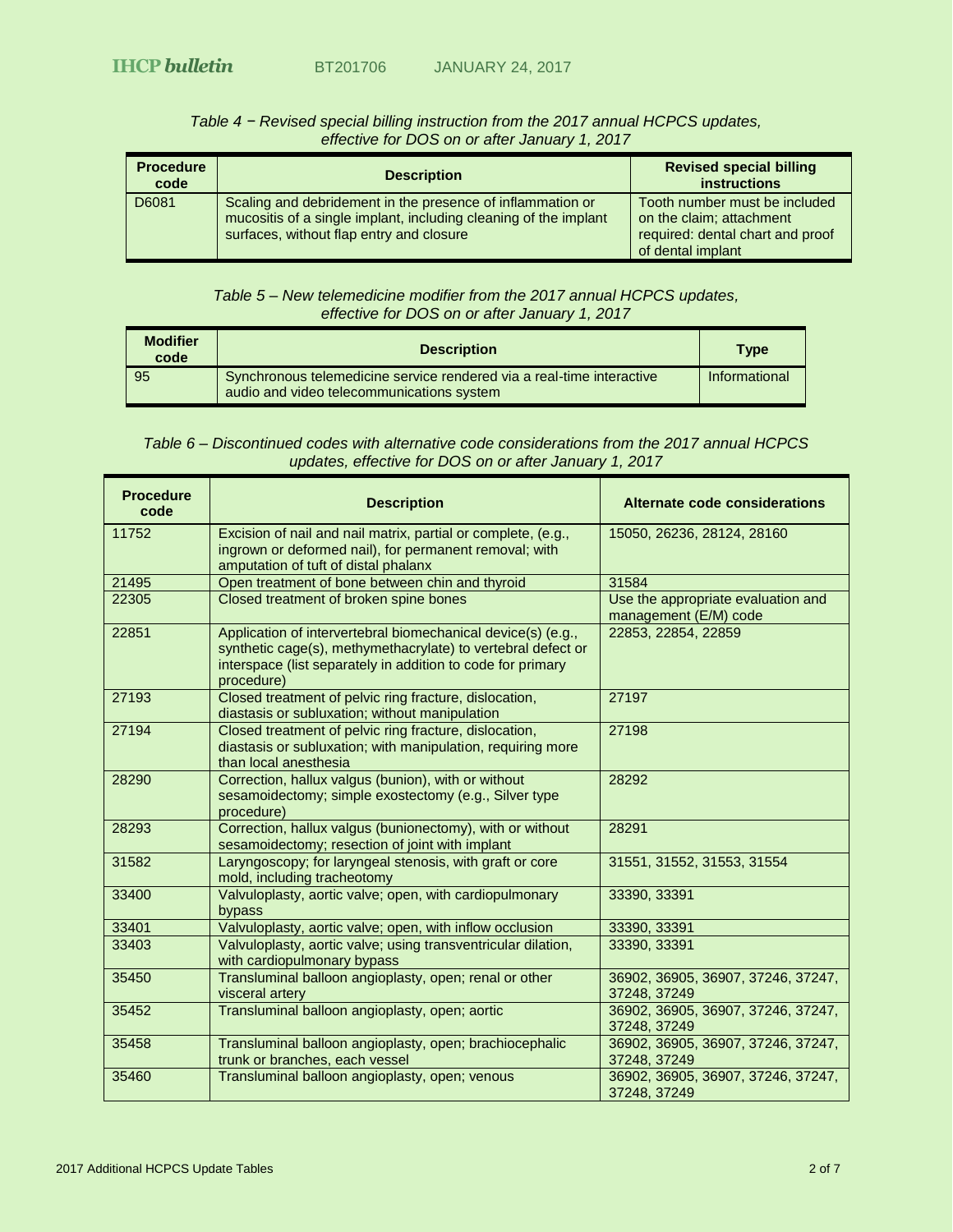*Table 4 − Revised special billing instruction from the 2017 annual HCPCS updates, effective for DOS on or after January 1, 2017*

| Procedure code | Description | Revised special billing instructions |
| --- | --- | --- |
| D6081 | Scaling and debridement in the presence of inflammation or mucositis of a single implant, including cleaning of the implant surfaces, without flap entry and closure | Tooth number must be included on the claim; attachment required: dental chart and proof of dental implant |

*Table 5 – New telemedicine modifier from the 2017 annual HCPCS updates, effective for DOS on or after January 1, 2017*

| Modifier code | Description | Type |
| --- | --- | --- |
| 95 | Synchronous telemedicine service rendered via a real-time interactive audio and video telecommunications system | Informational |

*Table 6 – Discontinued codes with alternative code considerations from the 2017 annual HCPCS updates, effective for DOS on or after January 1, 2017*

| Procedure code | Description | Alternate code considerations |
| --- | --- | --- |
| 11752 | Excision of nail and nail matrix, partial or complete, (e.g., ingrown or deformed nail), for permanent removal; with amputation of tuft of distal phalanx | 15050, 26236, 28124, 28160 |
| 21495 | Open treatment of bone between chin and thyroid | 31584 |
| 22305 | Closed treatment of broken spine bones | Use the appropriate evaluation and management (E/M) code |
| 22851 | Application of intervertebral biomechanical device(s) (e.g., synthetic cage(s), methymethacrylate) to vertebral defect or interspace (list separately in addition to code for primary procedure) | 22853, 22854, 22859 |
| 27193 | Closed treatment of pelvic ring fracture, dislocation, diastasis or subluxation; without manipulation | 27197 |
| 27194 | Closed treatment of pelvic ring fracture, dislocation, diastasis or subluxation; with manipulation, requiring more than local anesthesia | 27198 |
| 28290 | Correction, hallux valgus (bunion), with or without sesamoidectomy; simple exostectomy (e.g., Silver type procedure) | 28292 |
| 28293 | Correction, hallux valgus (bunionectomy), with or without sesamoidectomy; resection of joint with implant | 28291 |
| 31582 | Laryngoscopy; for laryngeal stenosis, with graft or core mold, including tracheotomy | 31551, 31552, 31553, 31554 |
| 33400 | Valvuloplasty, aortic valve; open, with cardiopulmonary bypass | 33390, 33391 |
| 33401 | Valvuloplasty, aortic valve; open, with inflow occlusion | 33390, 33391 |
| 33403 | Valvuloplasty, aortic valve; using transventricular dilation, with cardiopulmonary bypass | 33390, 33391 |
| 35450 | Transluminal balloon angioplasty, open; renal or other visceral artery | 36902, 36905, 36907, 37246, 37247, 37248, 37249 |
| 35452 | Transluminal balloon angioplasty, open; aortic | 36902, 36905, 36907, 37246, 37247, 37248, 37249 |
| 35458 | Transluminal balloon angioplasty, open; brachiocephalic trunk or branches, each vessel | 36902, 36905, 36907, 37246, 37247, 37248, 37249 |
| 35460 | Transluminal balloon angioplasty, open; venous | 36902, 36905, 36907, 37246, 37247, 37248, 37249 |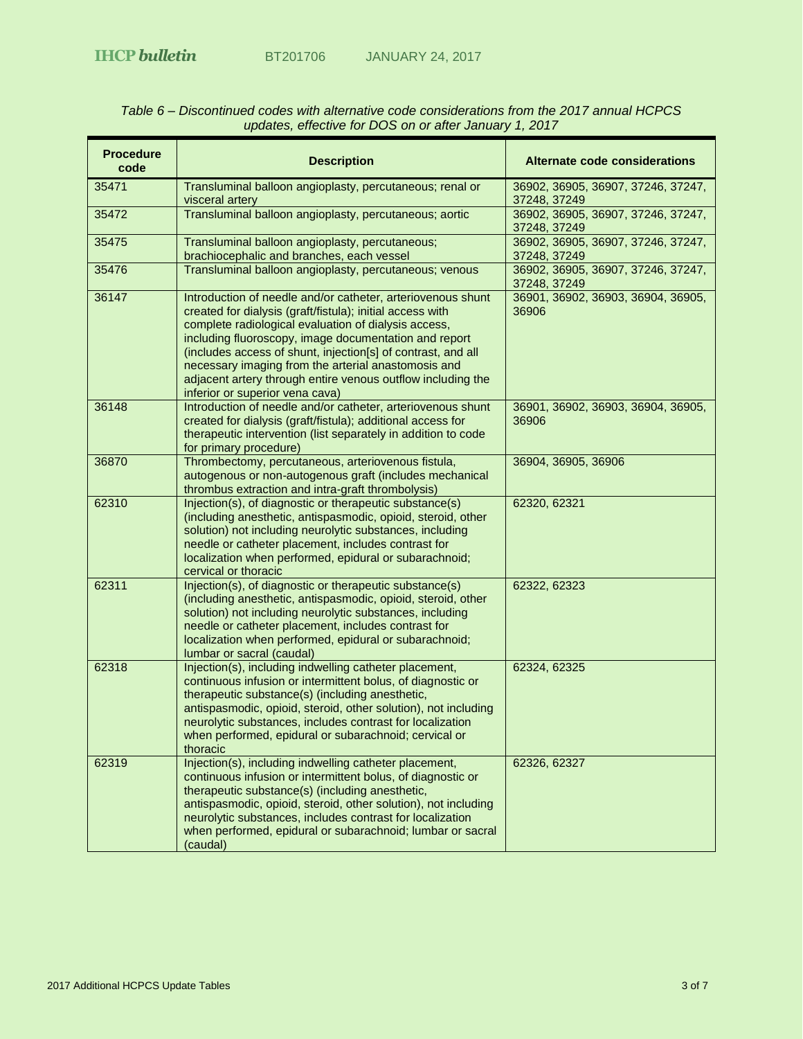*Table 6 – Discontinued codes with alternative code considerations from the 2017 annual HCPCS updates, effective for DOS on or after January 1, 2017*

| Procedure code | Description | Alternate code considerations |
|---|---|---|
| 35471 | Transluminal balloon angioplasty, percutaneous; renal or visceral artery | 36902, 36905, 36907, 37246, 37247, 37248, 37249 |
| 35472 | Transluminal balloon angioplasty, percutaneous; aortic | 36902, 36905, 36907, 37246, 37247, 37248, 37249 |
| 35475 | Transluminal balloon angioplasty, percutaneous; brachiocephalic and branches, each vessel | 36902, 36905, 36907, 37246, 37247, 37248, 37249 |
| 35476 | Transluminal balloon angioplasty, percutaneous; venous | 36902, 36905, 36907, 37246, 37247, 37248, 37249 |
| 36147 | Introduction of needle and/or catheter, arteriovenous shunt created for dialysis (graft/fistula); initial access with complete radiological evaluation of dialysis access, including fluoroscopy, image documentation and report (includes access of shunt, injection[s] of contrast, and all necessary imaging from the arterial anastomosis and adjacent artery through entire venous outflow including the inferior or superior vena cava) | 36901, 36902, 36903, 36904, 36905, 36906 |
| 36148 | Introduction of needle and/or catheter, arteriovenous shunt created for dialysis (graft/fistula); additional access for therapeutic intervention (list separately in addition to code for primary procedure) | 36901, 36902, 36903, 36904, 36905, 36906 |
| 36870 | Thrombectomy, percutaneous, arteriovenous fistula, autogenous or non-autogenous graft (includes mechanical thrombus extraction and intra-graft thrombolysis) | 36904, 36905, 36906 |
| 62310 | Injection(s), of diagnostic or therapeutic substance(s) (including anesthetic, antispasmodic, opioid, steroid, other solution) not including neurolytic substances, including needle or catheter placement, includes contrast for localization when performed, epidural or subarachnoid; cervical or thoracic | 62320, 62321 |
| 62311 | Injection(s), of diagnostic or therapeutic substance(s) (including anesthetic, antispasmodic, opioid, steroid, other solution) not including neurolytic substances, including needle or catheter placement, includes contrast for localization when performed, epidural or subarachnoid; lumbar or sacral (caudal) | 62322, 62323 |
| 62318 | Injection(s), including indwelling catheter placement, continuous infusion or intermittent bolus, of diagnostic or therapeutic substance(s) (including anesthetic, antispasmodic, opioid, steroid, other solution), not including neurolytic substances, includes contrast for localization when performed, epidural or subarachnoid; cervical or thoracic | 62324, 62325 |
| 62319 | Injection(s), including indwelling catheter placement, continuous infusion or intermittent bolus, of diagnostic or therapeutic substance(s) (including anesthetic, antispasmodic, opioid, steroid, other solution), not including neurolytic substances, includes contrast for localization when performed, epidural or subarachnoid; lumbar or sacral (caudal) | 62326, 62327 |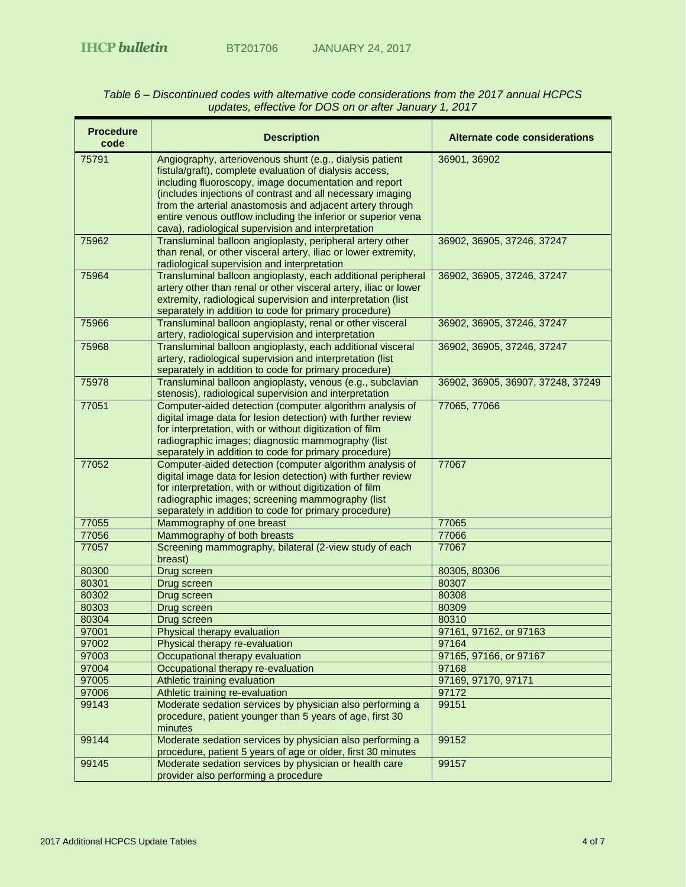*Table 6 – Discontinued codes with alternative code considerations from the 2017 annual HCPCS updates, effective for DOS on or after January 1, 2017*

| Procedure code | Description | Alternate code considerations |
|---|---|---|
| 75791 | Angiography, arteriovenous shunt (e.g., dialysis patient fistula/graft), complete evaluation of dialysis access, including fluoroscopy, image documentation and report (includes injections of contrast and all necessary imaging from the arterial anastomosis and adjacent artery through entire venous outflow including the inferior or superior vena cava), radiological supervision and interpretation | 36901, 36902 |
| 75962 | Transluminal balloon angioplasty, peripheral artery other than renal, or other visceral artery, iliac or lower extremity, radiological supervision and interpretation | 36902, 36905, 37246, 37247 |
| 75964 | Transluminal balloon angioplasty, each additional peripheral artery other than renal or other visceral artery, iliac or lower extremity, radiological supervision and interpretation (list separately in addition to code for primary procedure) | 36902, 36905, 37246, 37247 |
| 75966 | Transluminal balloon angioplasty, renal or other visceral artery, radiological supervision and interpretation | 36902, 36905, 37246, 37247 |
| 75968 | Transluminal balloon angioplasty, each additional visceral artery, radiological supervision and interpretation (list separately in addition to code for primary procedure) | 36902, 36905, 37246, 37247 |
| 75978 | Transluminal balloon angioplasty, venous (e.g., subclavian stenosis), radiological supervision and interpretation | 36902, 36905, 36907, 37248, 37249 |
| 77051 | Computer-aided detection (computer algorithm analysis of digital image data for lesion detection) with further review for interpretation, with or without digitization of film radiographic images; diagnostic mammography (list separately in addition to code for primary procedure) | 77065, 77066 |
| 77052 | Computer-aided detection (computer algorithm analysis of digital image data for lesion detection) with further review for interpretation, with or without digitization of film radiographic images; screening mammography (list separately in addition to code for primary procedure) | 77067 |
| 77055 | Mammography of one breast | 77065 |
| 77056 | Mammography of both breasts | 77066 |
| 77057 | Screening mammography, bilateral (2-view study of each breast) | 77067 |
| 80300 | Drug screen | 80305, 80306 |
| 80301 | Drug screen | 80307 |
| 80302 | Drug screen | 80308 |
| 80303 | Drug screen | 80309 |
| 80304 | Drug screen | 80310 |
| 97001 | Physical therapy evaluation | 97161, 97162, or 97163 |
| 97002 | Physical therapy re-evaluation | 97164 |
| 97003 | Occupational therapy evaluation | 97165, 97166, or 97167 |
| 97004 | Occupational therapy re-evaluation | 97168 |
| 97005 | Athletic training evaluation | 97169, 97170, 97171 |
| 97006 | Athletic training re-evaluation | 97172 |
| 99143 | Moderate sedation services by physician also performing a procedure, patient younger than 5 years of age, first 30 minutes | 99151 |
| 99144 | Moderate sedation services by physician also performing a procedure, patient 5 years of age or older, first 30 minutes | 99152 |
| 99145 | Moderate sedation services by physician or health care provider also performing a procedure | 99157 |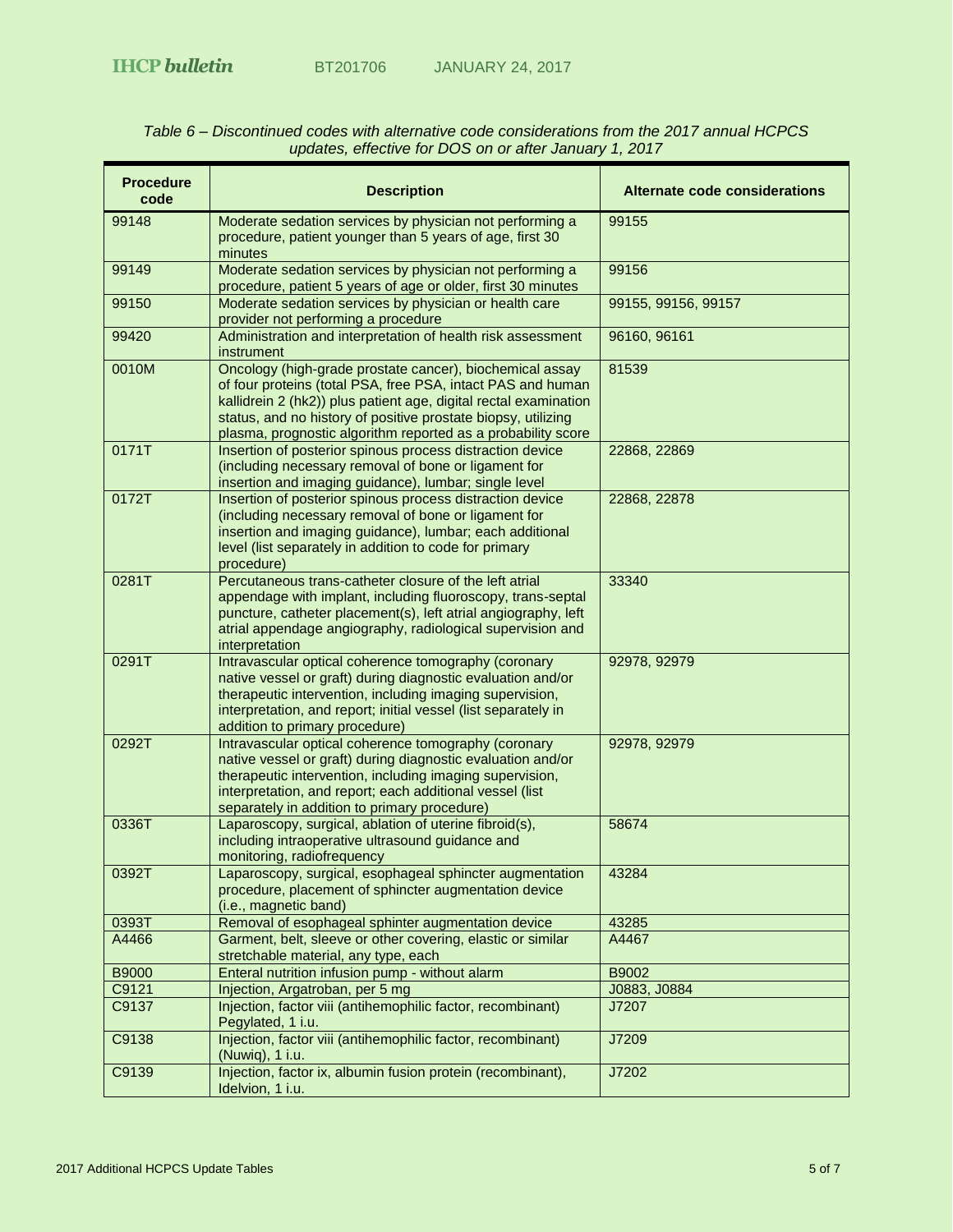*Table 6 – Discontinued codes with alternative code considerations from the 2017 annual HCPCS updates, effective for DOS on or after January 1, 2017*

| Procedure code | Description | Alternate code considerations |
|---|---|---|
| 99148 | Moderate sedation services by physician not performing a procedure, patient younger than 5 years of age, first 30 minutes | 99155 |
| 99149 | Moderate sedation services by physician not performing a procedure, patient 5 years of age or older, first 30 minutes | 99156 |
| 99150 | Moderate sedation services by physician or health care provider not performing a procedure | 99155, 99156, 99157 |
| 99420 | Administration and interpretation of health risk assessment instrument | 96160, 96161 |
| 0010M | Oncology (high-grade prostate cancer), biochemical assay of four proteins (total PSA, free PSA, intact PAS and human kallidrein 2 (hk2)) plus patient age, digital rectal examination status, and no history of positive prostate biopsy, utilizing plasma, prognostic algorithm reported as a probability score | 81539 |
| 0171T | Insertion of posterior spinous process distraction device (including necessary removal of bone or ligament for insertion and imaging guidance), lumbar; single level | 22868, 22869 |
| 0172T | Insertion of posterior spinous process distraction device (including necessary removal of bone or ligament for insertion and imaging guidance), lumbar; each additional level (list separately in addition to code for primary procedure) | 22868, 22878 |
| 0281T | Percutaneous trans-catheter closure of the left atrial appendage with implant, including fluoroscopy, trans-septal puncture, catheter placement(s), left atrial angiography, left atrial appendage angiography, radiological supervision and interpretation | 33340 |
| 0291T | Intravascular optical coherence tomography (coronary native vessel or graft) during diagnostic evaluation and/or therapeutic intervention, including imaging supervision, interpretation, and report; initial vessel (list separately in addition to primary procedure) | 92978, 92979 |
| 0292T | Intravascular optical coherence tomography (coronary native vessel or graft) during diagnostic evaluation and/or therapeutic intervention, including imaging supervision, interpretation, and report; each additional vessel (list separately in addition to primary procedure) | 92978, 92979 |
| 0336T | Laparoscopy, surgical, ablation of uterine fibroid(s), including intraoperative ultrasound guidance and monitoring, radiofrequency | 58674 |
| 0392T | Laparoscopy, surgical, esophageal sphincter augmentation procedure, placement of sphincter augmentation device (i.e., magnetic band) | 43284 |
| 0393T | Removal of esophageal sphinter augmentation device | 43285 |
| A4466 | Garment, belt, sleeve or other covering, elastic or similar stretchable material, any type, each | A4467 |
| B9000 | Enteral nutrition infusion pump - without alarm | B9002 |
| C9121 | Injection, Argatroban, per 5 mg | J0883, J0884 |
| C9137 | Injection, factor viii (antihemophilic factor, recombinant) Pegylated, 1 i.u. | J7207 |
| C9138 | Injection, factor viii (antihemophilic factor, recombinant) (Nuwiq), 1 i.u. | J7209 |
| C9139 | Injection, factor ix, albumin fusion protein (recombinant), Idelvion, 1 i.u. | J7202 |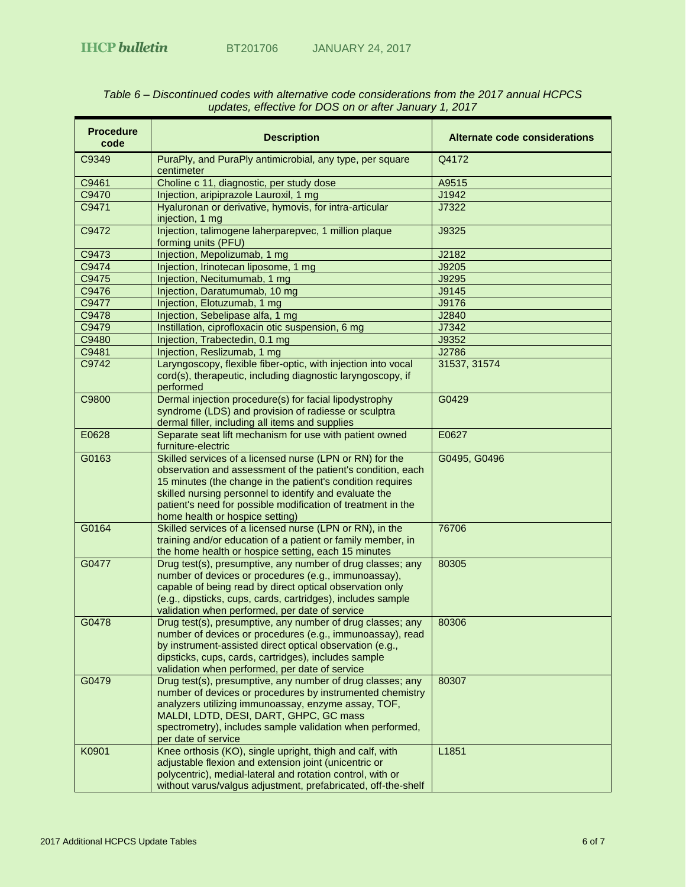*Table 6 – Discontinued codes with alternative code considerations from the 2017 annual HCPCS updates, effective for DOS on or after January 1, 2017*

| Procedure code | Description | Alternate code considerations |
|---|---|---|
| C9349 | PuraPly, and PuraPly antimicrobial, any type, per square centimeter | Q4172 |
| C9461 | Choline c 11, diagnostic, per study dose | A9515 |
| C9470 | Injection, aripiprazole Lauroxil, 1 mg | J1942 |
| C9471 | Hyaluronan or derivative, hymovis, for intra-articular injection, 1 mg | J7322 |
| C9472 | Injection, talimogene laherparepvec, 1 million plaque forming units (PFU) | J9325 |
| C9473 | Injection, Mepolizumab, 1 mg | J2182 |
| C9474 | Injection, Irinotecan liposome, 1 mg | J9205 |
| C9475 | Injection, Necitumumab, 1 mg | J9295 |
| C9476 | Injection, Daratumumab, 10 mg | J9145 |
| C9477 | Injection, Elotuzumab, 1 mg | J9176 |
| C9478 | Injection, Sebelipase alfa, 1 mg | J2840 |
| C9479 | Instillation, ciprofloxacin otic suspension, 6 mg | J7342 |
| C9480 | Injection, Trabectedin, 0.1 mg | J9352 |
| C9481 | Injection, Reslizumab, 1 mg | J2786 |
| C9742 | Laryngoscopy, flexible fiber-optic, with injection into vocal cord(s), therapeutic, including diagnostic laryngoscopy, if performed | 31537, 31574 |
| C9800 | Dermal injection procedure(s) for facial lipodystrophy syndrome (LDS) and provision of radiesse or sculptra dermal filler, including all items and supplies | G0429 |
| E0628 | Separate seat lift mechanism for use with patient owned furniture-electric | E0627 |
| G0163 | Skilled services of a licensed nurse (LPN or RN) for the observation and assessment of the patient's condition, each 15 minutes (the change in the patient's condition requires skilled nursing personnel to identify and evaluate the patient's need for possible modification of treatment in the home health or hospice setting) | G0495, G0496 |
| G0164 | Skilled services of a licensed nurse (LPN or RN), in the training and/or education of a patient or family member, in the home health or hospice setting, each 15 minutes | 76706 |
| G0477 | Drug test(s), presumptive, any number of drug classes; any number of devices or procedures (e.g., immunoassay), capable of being read by direct optical observation only (e.g., dipsticks, cups, cards, cartridges), includes sample validation when performed, per date of service | 80305 |
| G0478 | Drug test(s), presumptive, any number of drug classes; any number of devices or procedures (e.g., immunoassay), read by instrument-assisted direct optical observation (e.g., dipsticks, cups, cards, cartridges), includes sample validation when performed, per date of service | 80306 |
| G0479 | Drug test(s), presumptive, any number of drug classes; any number of devices or procedures by instrumented chemistry analyzers utilizing immunoassay, enzyme assay, TOF, MALDI, LDTD, DESI, DART, GHPC, GC mass spectrometry), includes sample validation when performed, per date of service | 80307 |
| K0901 | Knee orthosis (KO), single upright, thigh and calf, with adjustable flexion and extension joint (unicentric or polycentric), medial-lateral and rotation control, with or without varus/valgus adjustment, prefabricated, off-the-shelf | L1851 |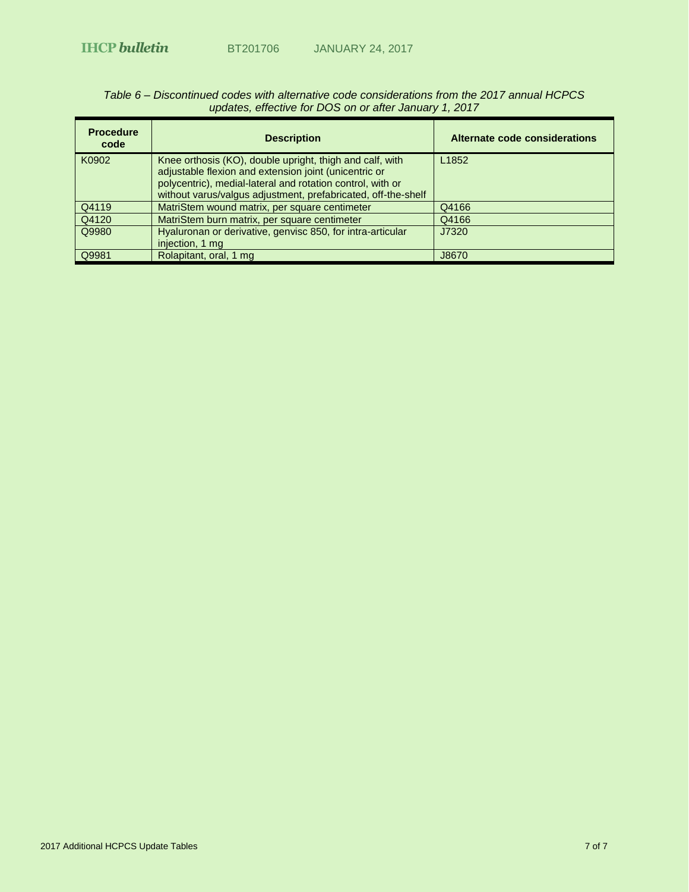*Table 6 – Discontinued codes with alternative code considerations from the 2017 annual HCPCS updates, effective for DOS on or after January 1, 2017*

| Procedure code | Description | Alternate code considerations |
|---|---|---|
| K0902 | Knee orthosis (KO), double upright, thigh and calf, with adjustable flexion and extension joint (unicentric or polycentric), medial-lateral and rotation control, with or without varus/valgus adjustment, prefabricated, off-the-shelf | L1852 |
| Q4119 | MatriStem wound matrix, per square centimeter | Q4166 |
| Q4120 | MatriStem burn matrix, per square centimeter | Q4166 |
| Q9980 | Hyaluronan or derivative, genvisc 850, for intra-articular injection, 1 mg | J7320 |
| Q9981 | Rolapitant, oral, 1 mg | J8670 |